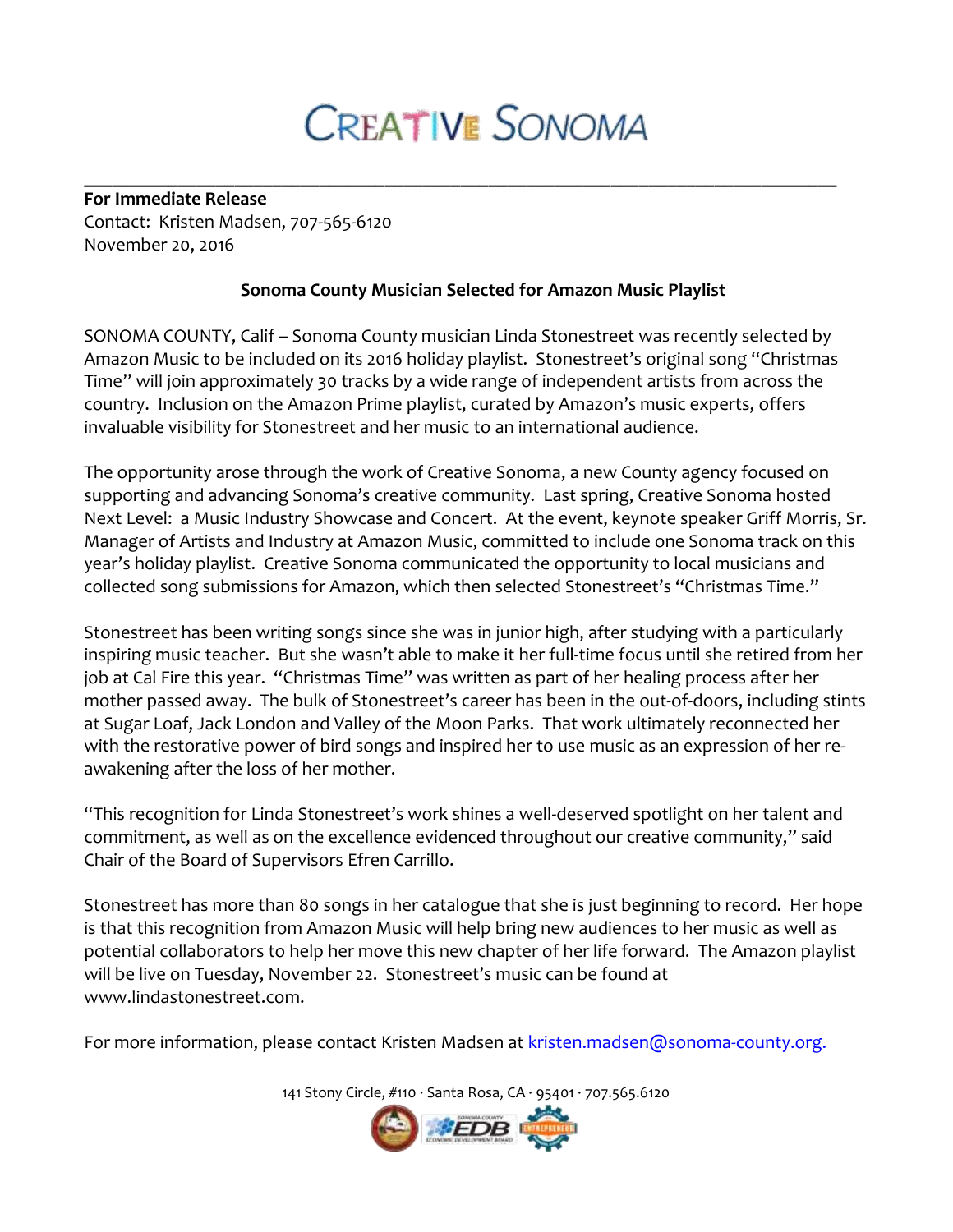# CREATIVE SONOMA

---

**For Immediate Release**
Contact: Kristen Madsen, 707-565-6120
November 20, 2016

**Sonoma County Musician Selected for Amazon Music Playlist**

SONOMA COUNTY, Calif – Sonoma County musician Linda Stonestreet was recently selected by Amazon Music to be included on its 2016 holiday playlist. Stonestreet's original song "Christmas Time" will join approximately 30 tracks by a wide range of independent artists from across the country. Inclusion on the Amazon Prime playlist, curated by Amazon's music experts, offers invaluable visibility for Stonestreet and her music to an international audience.

The opportunity arose through the work of Creative Sonoma, a new County agency focused on supporting and advancing Sonoma's creative community. Last spring, Creative Sonoma hosted Next Level: a Music Industry Showcase and Concert. At the event, keynote speaker Griff Morris, Sr. Manager of Artists and Industry at Amazon Music, committed to include one Sonoma track on this year's holiday playlist. Creative Sonoma communicated the opportunity to local musicians and collected song submissions for Amazon, which then selected Stonestreet's "Christmas Time."

Stonestreet has been writing songs since she was in junior high, after studying with a particularly inspiring music teacher. But she wasn't able to make it her full-time focus until she retired from her job at Cal Fire this year. "Christmas Time" was written as part of her healing process after her mother passed away. The bulk of Stonestreet's career has been in the out-of-doors, including stints at Sugar Loaf, Jack London and Valley of the Moon Parks. That work ultimately reconnected her with the restorative power of bird songs and inspired her to use music as an expression of her re-awakening after the loss of her mother.

"This recognition for Linda Stonestreet's work shines a well-deserved spotlight on her talent and commitment, as well as on the excellence evidenced throughout our creative community," said Chair of the Board of Supervisors Efren Carrillo.

Stonestreet has more than 80 songs in her catalogue that she is just beginning to record. Her hope is that this recognition from Amazon Music will help bring new audiences to her music as well as potential collaborators to help her move this new chapter of her life forward. The Amazon playlist will be live on Tuesday, November 22. Stonestreet's music can be found at www.lindastonestreet.com.

For more information, please contact Kristen Madsen at kristen.madsen@sonoma-county.org.

141 Stony Circle, #110 · Santa Rosa, CA · 95401 · 707.565.6120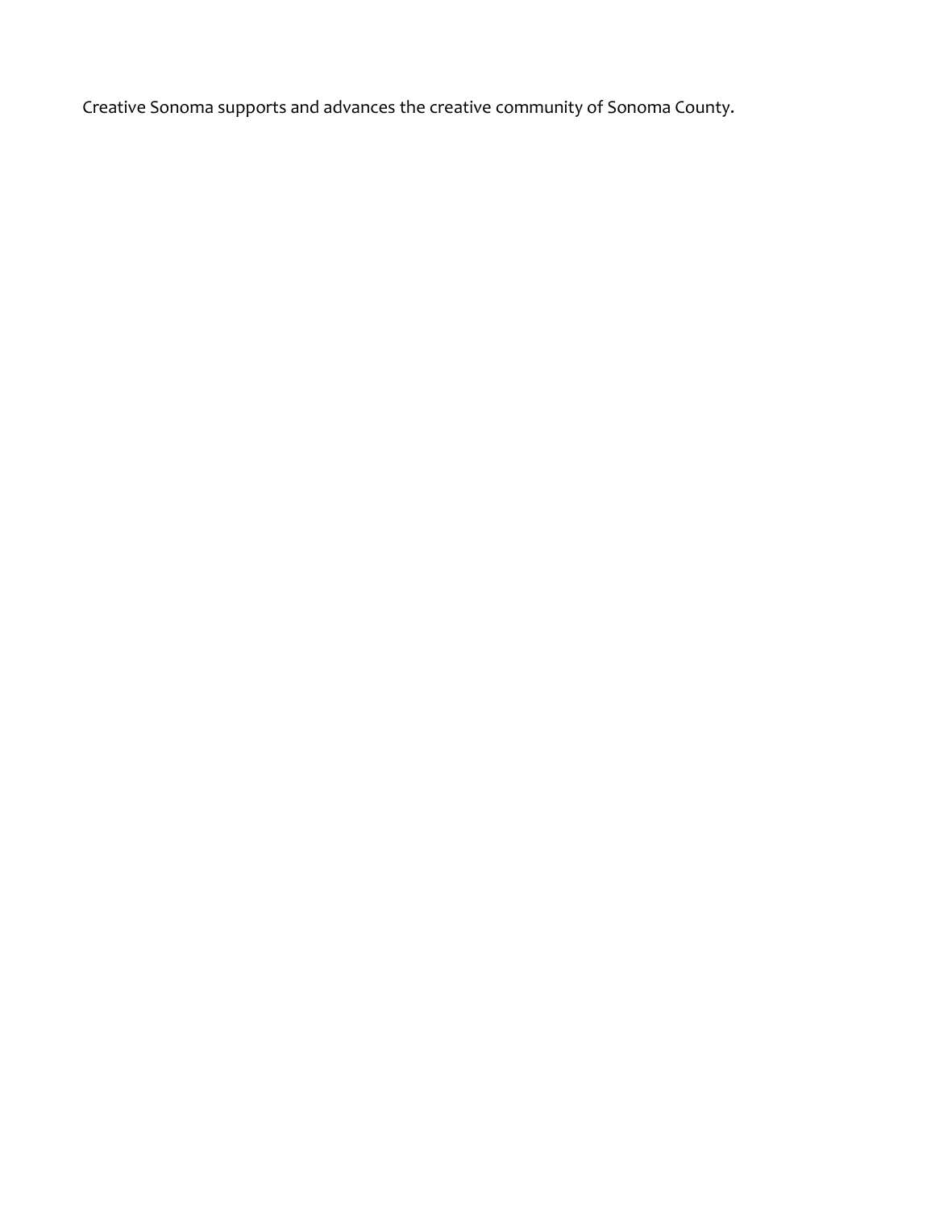Creative Sonoma supports and advances the creative community of Sonoma County.